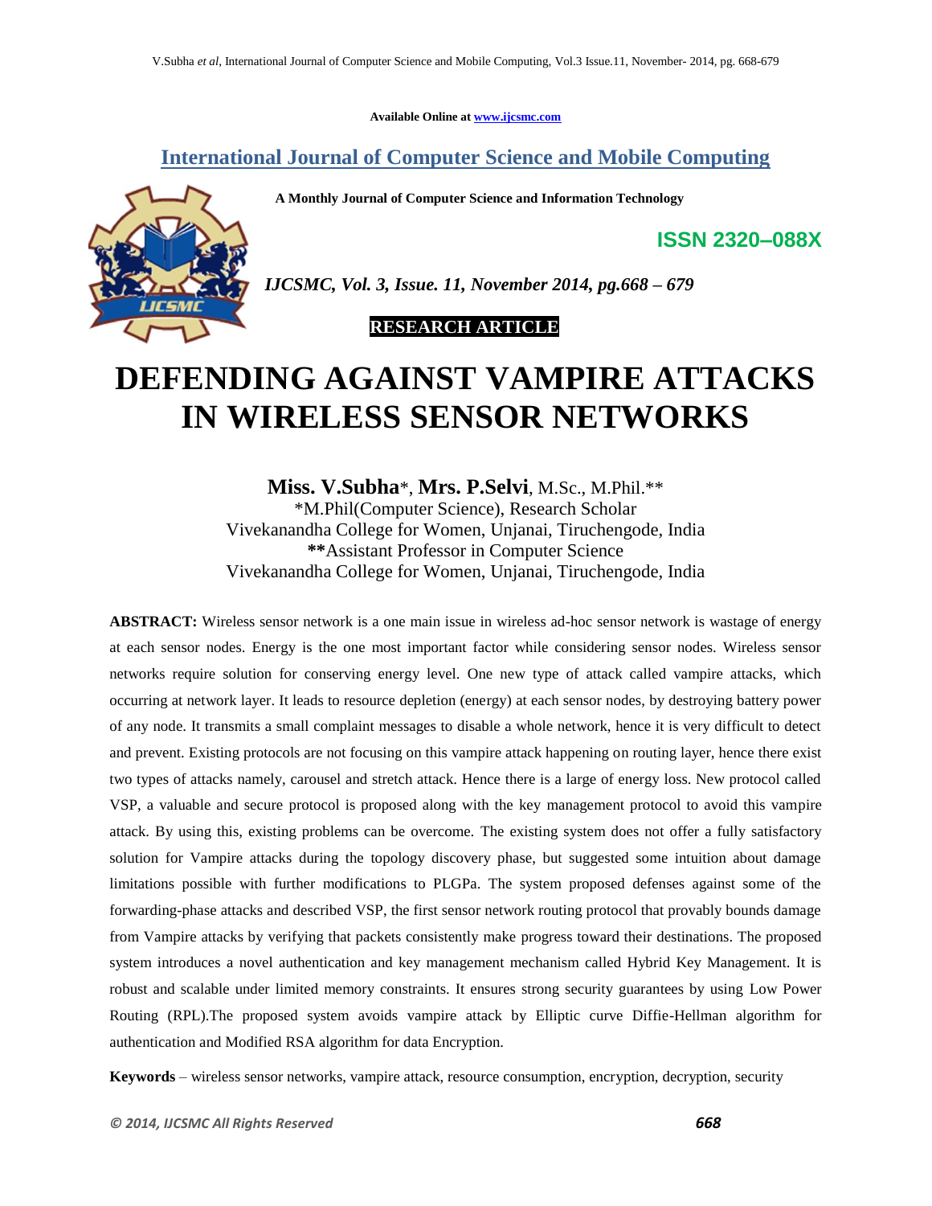Available Online at www.ijcsmc.com

## International Journal of Computer Science and Mobile Computing

**A Monthly Journal of Computer Science and Information Technology**

**ISSN 2320–088X**

*IJCSMC, Vol. 3, Issue. 11, November 2014, pg.668 – 679*

**RESEARCH ARTICLE**

# DEFENDING AGAINST VAMPIRE ATTACKS IN WIRELESS SENSOR NETWORKS

**Miss. V.Subha***, **Mrs. P.Selvi**, M.Sc., M.Phil.**

*M.Phil(Computer Science), Research Scholar
Vivekanandha College for Women, Unjanai, Tiruchengode, India
**Assistant Professor in Computer Science
Vivekanandha College for Women, Unjanai, Tiruchengode, India

**ABSTRACT:** Wireless sensor network is a one main issue in wireless ad-hoc sensor network is wastage of energy at each sensor nodes. Energy is the one most important factor while considering sensor nodes. Wireless sensor networks require solution for conserving energy level. One new type of attack called vampire attacks, which occurring at network layer. It leads to resource depletion (energy) at each sensor nodes, by destroying battery power of any node. It transmits a small complaint messages to disable a whole network, hence it is very difficult to detect and prevent. Existing protocols are not focusing on this vampire attack happening on routing layer, hence there exist two types of attacks namely, carousel and stretch attack. Hence there is a large of energy loss. New protocol called VSP, a valuable and secure protocol is proposed along with the key management protocol to avoid this vampire attack. By using this, existing problems can be overcome. The existing system does not offer a fully satisfactory solution for Vampire attacks during the topology discovery phase, but suggested some intuition about damage limitations possible with further modifications to PLGPa. The system proposed defenses against some of the forwarding-phase attacks and described VSP, the first sensor network routing protocol that provably bounds damage from Vampire attacks by verifying that packets consistently make progress toward their destinations. The proposed system introduces a novel authentication and key management mechanism called Hybrid Key Management. It is robust and scalable under limited memory constraints. It ensures strong security guarantees by using Low Power Routing (RPL).The proposed system avoids vampire attack by Elliptic curve Diffie-Hellman algorithm for authentication and Modified RSA algorithm for data Encryption.

**Keywords** – wireless sensor networks, vampire attack, resource consumption, encryption, decryption, security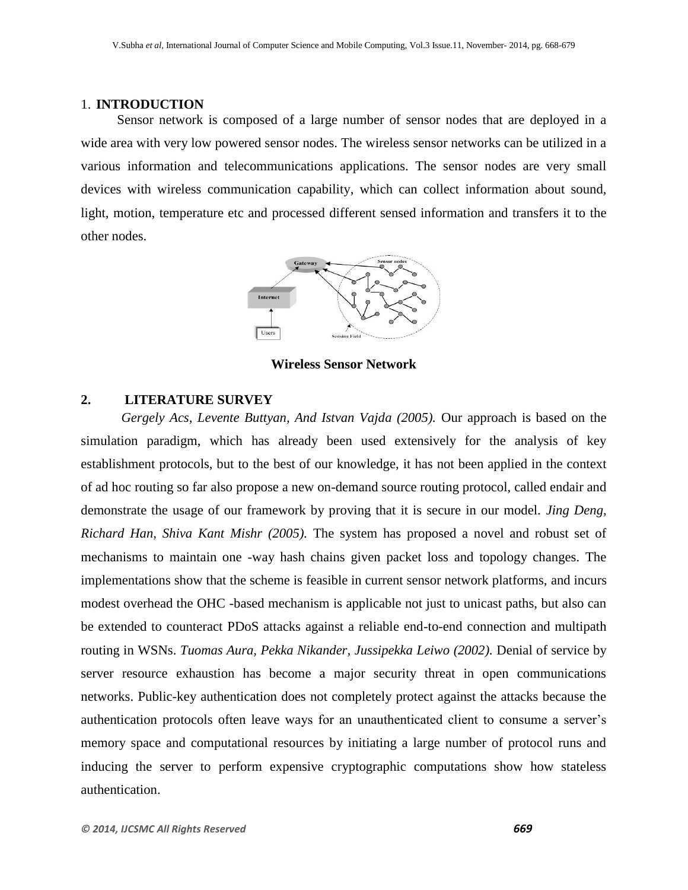## 1. INTRODUCTION

Sensor network is composed of a large number of sensor nodes that are deployed in a wide area with very low powered sensor nodes. The wireless sensor networks can be utilized in a various information and telecommunications applications. The sensor nodes are very small devices with wireless communication capability, which can collect information about sound, light, motion, temperature etc and processed different sensed information and transfers it to the other nodes.

**Wireless Sensor Network**

## 2. LITERATURE SURVEY

*Gergely Acs, Levente Buttyan, And Istvan Vajda (2005).* Our approach is based on the simulation paradigm, which has already been used extensively for the analysis of key establishment protocols, but to the best of our knowledge, it has not been applied in the context of ad hoc routing so far also propose a new on-demand source routing protocol, called endair and demonstrate the usage of our framework by proving that it is secure in our model. *Jing Deng, Richard Han, Shiva Kant Mishr (2005).* The system has proposed a novel and robust set of mechanisms to maintain one -way hash chains given packet loss and topology changes. The implementations show that the scheme is feasible in current sensor network platforms, and incurs modest overhead the OHC -based mechanism is applicable not just to unicast paths, but also can be extended to counteract PDoS attacks against a reliable end-to-end connection and multipath routing in WSNs. *Tuomas Aura, Pekka Nikander, Jussipekka Leiwo (2002).* Denial of service by server resource exhaustion has become a major security threat in open communications networks. Public-key authentication does not completely protect against the attacks because the authentication protocols often leave ways for an unauthenticated client to consume a server's memory space and computational resources by initiating a large number of protocol runs and inducing the server to perform expensive cryptographic computations show how stateless authentication.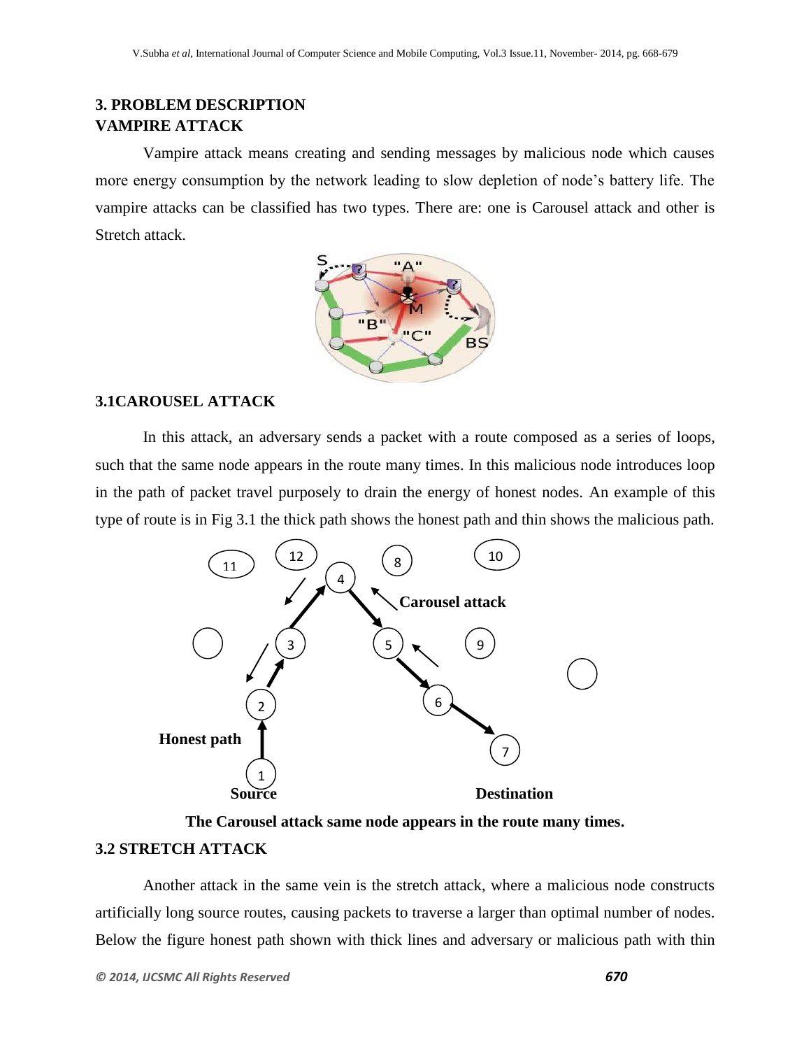## 3. PROBLEM DESCRIPTION

### VAMPIRE ATTACK

Vampire attack means creating and sending messages by malicious node which causes more energy consumption by the network leading to slow depletion of node's battery life. The vampire attacks can be classified has two types. There are: one is Carousel attack and other is Stretch attack.

### 3.1CAROUSEL ATTACK

In this attack, an adversary sends a packet with a route composed as a series of loops, such that the same node appears in the route many times. In this malicious node introduces loop in the path of packet travel purposely to drain the energy of honest nodes. An example of this type of route is in Fig 3.1 the thick path shows the honest path and thin shows the malicious path.

**The Carousel attack same node appears in the route many times.**

### 3.2 STRETCH ATTACK

Another attack in the same vein is the stretch attack, where a malicious node constructs artificially long source routes, causing packets to traverse a larger than optimal number of nodes. Below the figure honest path shown with thick lines and adversary or malicious path with thin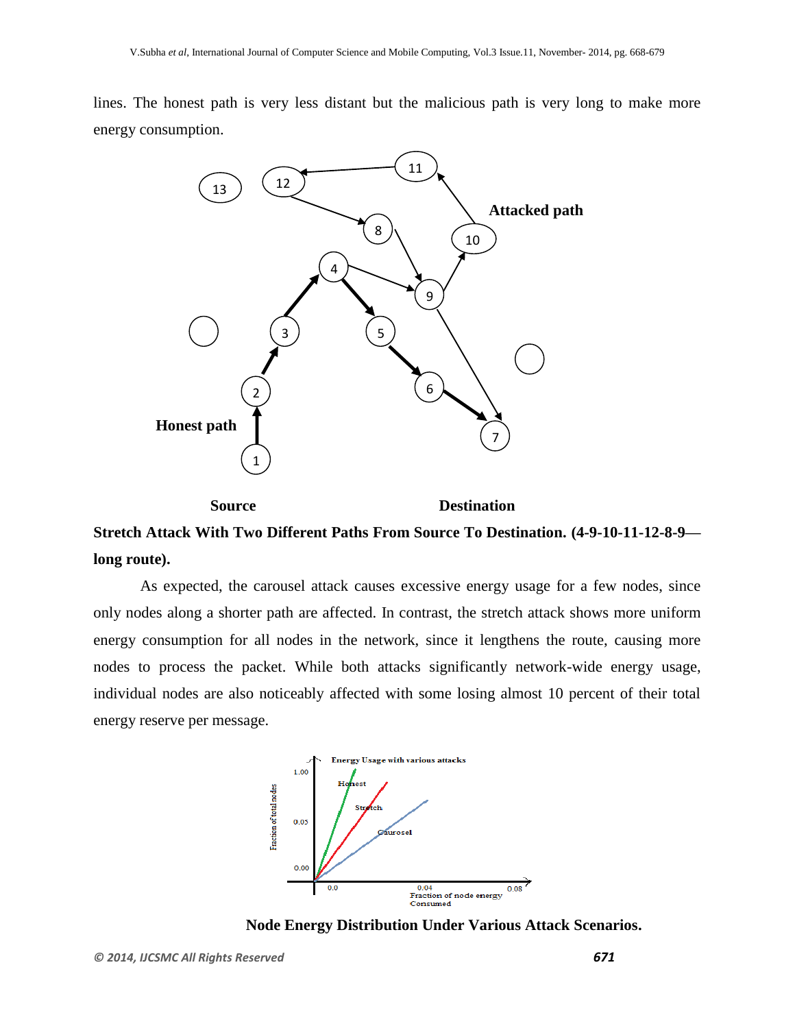lines. The honest path is very less distant but the malicious path is very long to make more energy consumption.

**Stretch Attack With Two Different Paths From Source To Destination. (4-9-10-11-12-8-9—long route).**

As expected, the carousel attack causes excessive energy usage for a few nodes, since only nodes along a shorter path are affected. In contrast, the stretch attack shows more uniform energy consumption for all nodes in the network, since it lengthens the route, causing more nodes to process the packet. While both attacks significantly network-wide energy usage, individual nodes are also noticeably affected with some losing almost 10 percent of their total energy reserve per message.

**Node Energy Distribution Under Various Attack Scenarios.**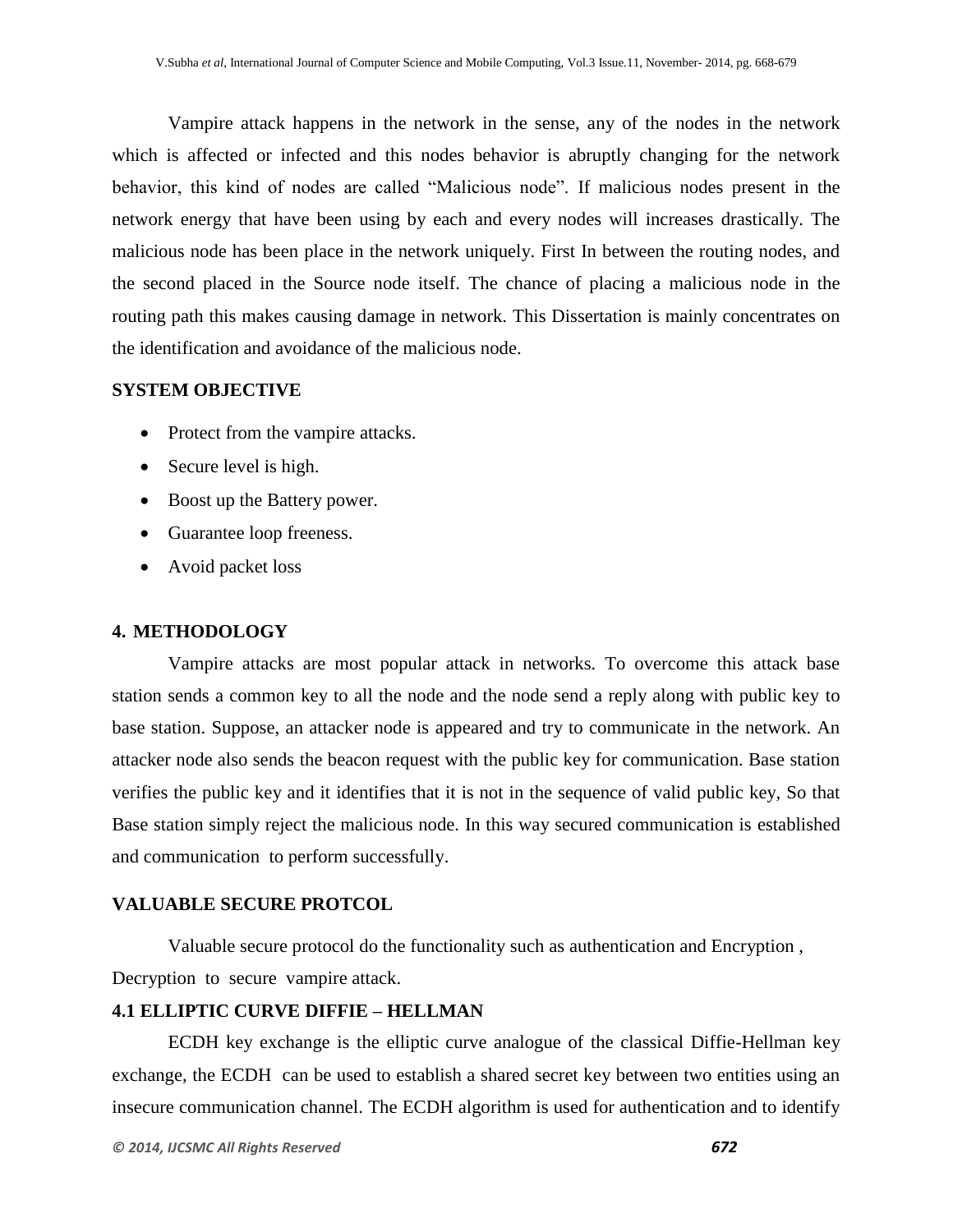Vampire attack happens in the network in the sense, any of the nodes in the network which is affected or infected and this nodes behavior is abruptly changing for the network behavior, this kind of nodes are called "Malicious node". If malicious nodes present in the network energy that have been using by each and every nodes will increases drastically. The malicious node has been place in the network uniquely. First In between the routing nodes, and the second placed in the Source node itself. The chance of placing a malicious node in the routing path this makes causing damage in network. This Dissertation is mainly concentrates on the identification and avoidance of the malicious node.

**SYSTEM OBJECTIVE**

- Protect from the vampire attacks.
- Secure level is high.
- Boost up the Battery power.
- Guarantee loop freeness.
- Avoid packet loss

## 4. METHODOLOGY

Vampire attacks are most popular attack in networks. To overcome this attack base station sends a common key to all the node and the node send a reply along with public key to base station. Suppose, an attacker node is appeared and try to communicate in the network. An attacker node also sends the beacon request with the public key for communication. Base station verifies the public key and it identifies that it is not in the sequence of valid public key, So that Base station simply reject the malicious node. In this way secured communication is established and communication to perform successfully.

**VALUABLE SECURE PROTCOL**

Valuable secure protocol do the functionality such as authentication and Encryption , Decryption to secure vampire attack.

### 4.1 ELLIPTIC CURVE DIFFIE – HELLMAN

ECDH key exchange is the elliptic curve analogue of the classical Diffie-Hellman key exchange, the ECDH can be used to establish a shared secret key between two entities using an insecure communication channel. The ECDH algorithm is used for authentication and to identify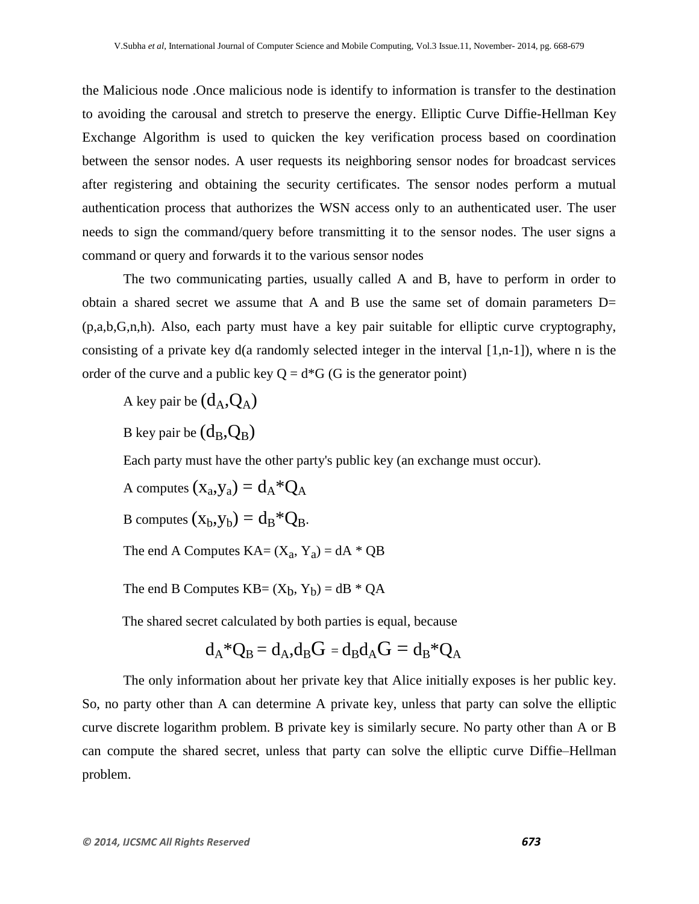the Malicious node .Once malicious node is identify to information is transfer to the destination to avoiding the carousal and stretch to preserve the energy. Elliptic Curve Diffie-Hellman Key Exchange Algorithm is used to quicken the key verification process based on coordination between the sensor nodes. A user requests its neighboring sensor nodes for broadcast services after registering and obtaining the security certificates. The sensor nodes perform a mutual authentication process that authorizes the WSN access only to an authenticated user. The user needs to sign the command/query before transmitting it to the sensor nodes. The user signs a command or query and forwards it to the various sensor nodes

The two communicating parties, usually called A and B, have to perform in order to obtain a shared secret we assume that A and B use the same set of domain parameters D= (p,a,b,G,n,h). Also, each party must have a key pair suitable for elliptic curve cryptography, consisting of a private key d(a randomly selected integer in the interval [1,n-1]), where n is the order of the curve and a public key Q = d*G (G is the generator point)

A key pair be $(d_A,Q_A)$

B key pair be $(d_B,Q_B)$

Each party must have the other party's public key (an exchange must occur).

A computes $(x_a,y_a) = d_A*Q_A$

B computes $(x_b,y_b) = d_B*Q_B$.

The end A Computes $KA= (X_a, Y_a) = dA * QB$

The end B Computes $KB= (X_b, Y_b) = dB * QA$

The shared secret calculated by both parties is equal, because

$$d_A*Q_B = d_A,d_BG = d_Bd_AG = d_B*Q_A$$

The only information about her private key that Alice initially exposes is her public key. So, no party other than A can determine A private key, unless that party can solve the elliptic curve discrete logarithm problem. B private key is similarly secure. No party other than A or B can compute the shared secret, unless that party can solve the elliptic curve Diffie–Hellman problem.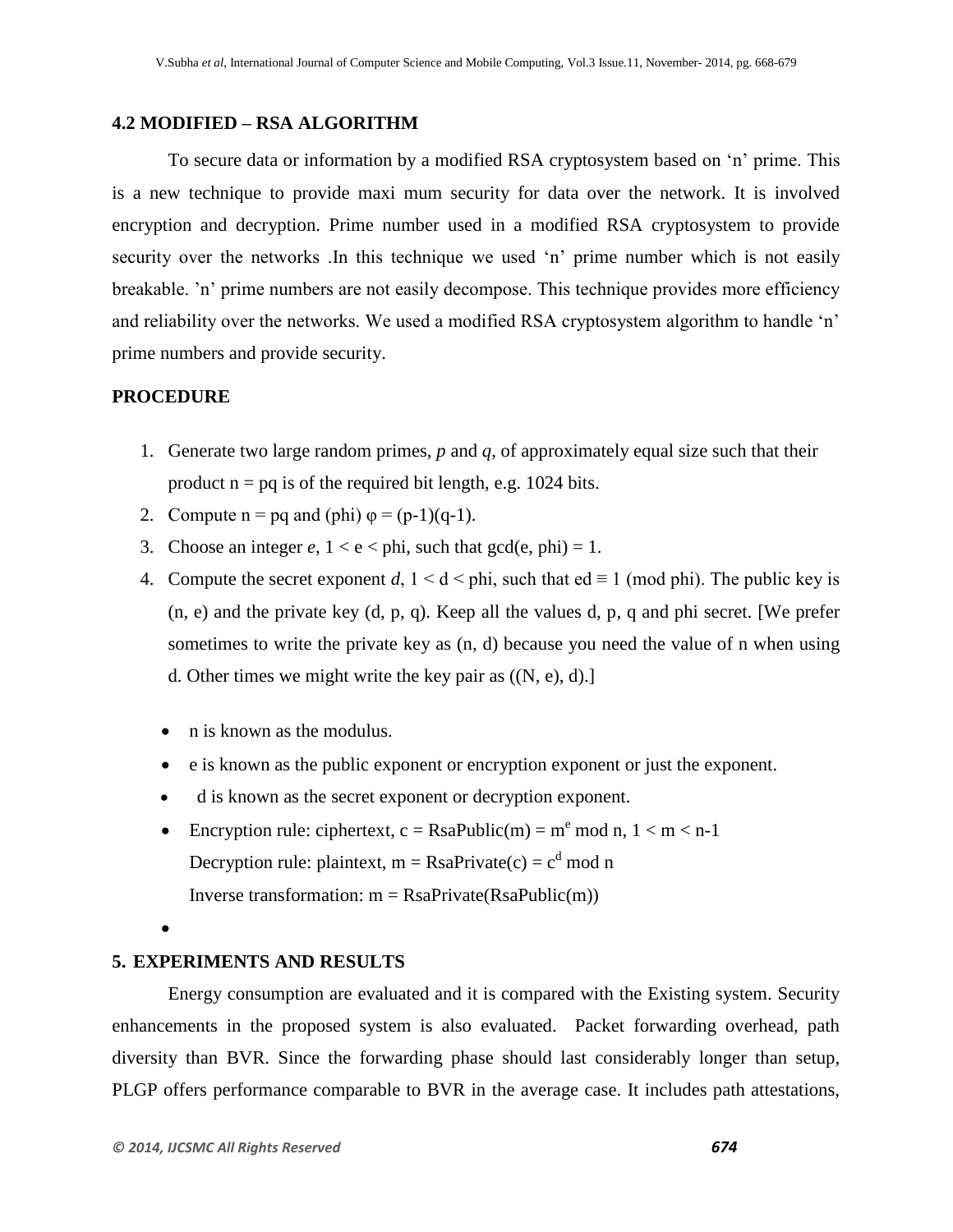## 4.2 MODIFIED – RSA ALGORITHM

To secure data or information by a modified RSA cryptosystem based on 'n' prime. This is a new technique to provide maxi mum security for data over the network. It is involved encryption and decryption. Prime number used in a modified RSA cryptosystem to provide security over the networks .In this technique we used 'n' prime number which is not easily breakable. 'n' prime numbers are not easily decompose. This technique provides more efficiency and reliability over the networks. We used a modified RSA cryptosystem algorithm to handle 'n' prime numbers and provide security.

### PROCEDURE

1. Generate two large random primes, $p$ and $q$, of approximately equal size such that their product $n = pq$ is of the required bit length, e.g. 1024 bits.
2. Compute $n = pq$ and (phi) $\varphi = (p-1)(q-1)$.
3. Choose an integer $e$, $1 < e <$ phi, such that gcd(e, phi) = 1.
4. Compute the secret exponent $d$, $1 < d <$ phi, such that $ed \equiv 1$ (mod phi). The public key is (n, e) and the private key (d, p, q). Keep all the values d, p, q and phi secret. [We prefer sometimes to write the private key as (n, d) because you need the value of n when using d. Other times we might write the key pair as ((N, e), d).]

- n is known as the modulus.
- e is known as the public exponent or encryption exponent or just the exponent.
- d is known as the secret exponent or decryption exponent.
- Encryption rule: ciphertext, c = RsaPublic(m) = $m^e \bmod n$, $1 < m < n-1$
  Decryption rule: plaintext, m = RsaPrivate(c) = $c^d \bmod n$
  Inverse transformation: m = RsaPrivate(RsaPublic(m))

## 5. EXPERIMENTS AND RESULTS

Energy consumption are evaluated and it is compared with the Existing system. Security enhancements in the proposed system is also evaluated. Packet forwarding overhead, path diversity than BVR. Since the forwarding phase should last considerably longer than setup, PLGP offers performance comparable to BVR in the average case. It includes path attestations,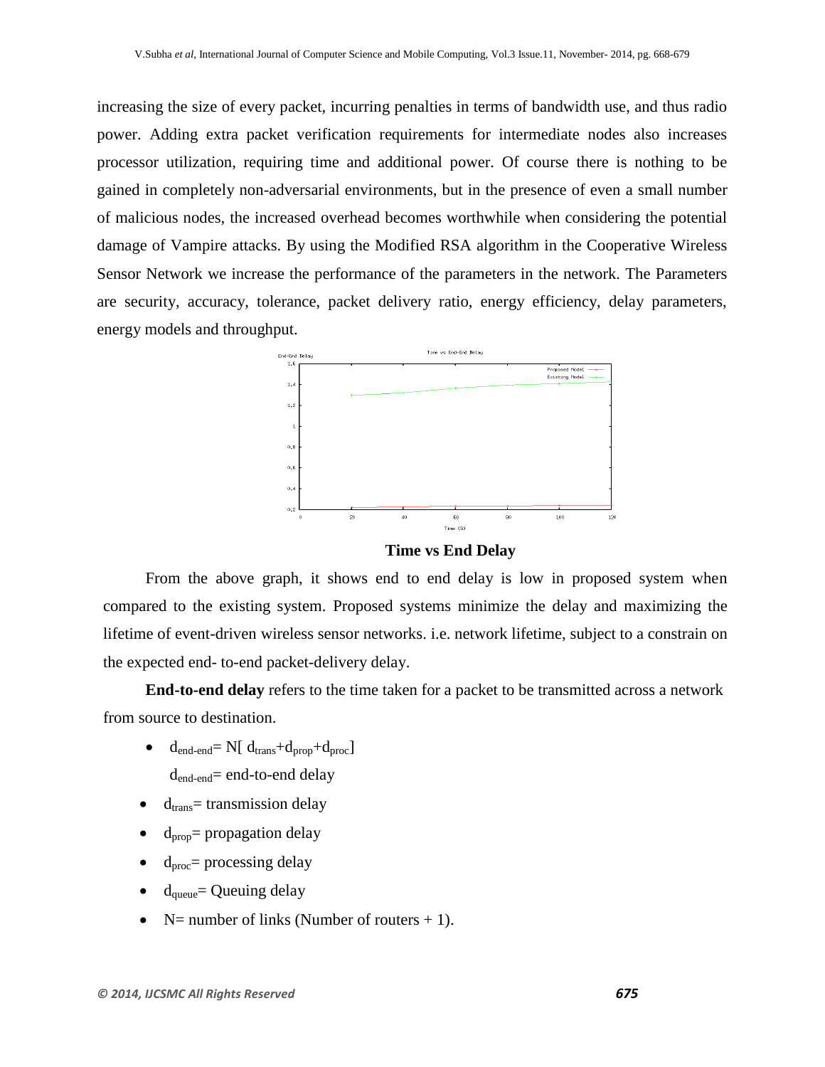increasing the size of every packet, incurring penalties in terms of bandwidth use, and thus radio power. Adding extra packet verification requirements for intermediate nodes also increases processor utilization, requiring time and additional power. Of course there is nothing to be gained in completely non-adversarial environments, but in the presence of even a small number of malicious nodes, the increased overhead becomes worthwhile when considering the potential damage of Vampire attacks. By using the Modified RSA algorithm in the Cooperative Wireless Sensor Network we increase the performance of the parameters in the network. The Parameters are security, accuracy, tolerance, packet delivery ratio, energy efficiency, delay parameters, energy models and throughput.

**Time vs End Delay**

From the above graph, it shows end to end delay is low in proposed system when compared to the existing system. Proposed systems minimize the delay and maximizing the lifetime of event-driven wireless sensor networks. i.e. network lifetime, subject to a constrain on the expected end- to-end packet-delivery delay.

**End-to-end delay** refers to the time taken for a packet to be transmitted across a network from source to destination.

- $d_{end-end}= N[ d_{trans}+d_{prop}+d_{proc}]$

  $d_{end-end}$= end-to-end delay
- $d_{trans}$= transmission delay
- $d_{prop}$= propagation delay
- $d_{proc}$= processing delay
- $d_{queue}$= Queuing delay
- N= number of links (Number of routers + 1).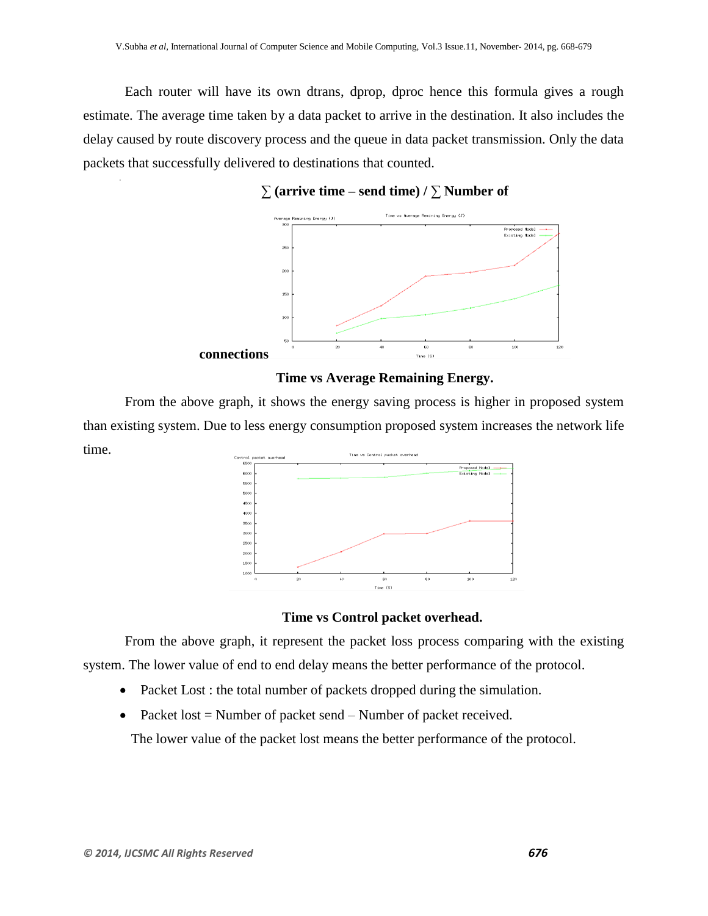Each router will have its own dtrans, dprop, dproc hence this formula gives a rough estimate. The average time taken by a data packet to arrive in the destination. It also includes the delay caused by route discovery process and the queue in data packet transmission. Only the data packets that successfully delivered to destinations that counted.

**∑ (arrive time – send time) / ∑ Number of connections**

**Time vs Average Remaining Energy.**

From the above graph, it shows the energy saving process is higher in proposed system than existing system. Due to less energy consumption proposed system increases the network life time.

**Time vs Control packet overhead.**

From the above graph, it represent the packet loss process comparing with the existing system. The lower value of end to end delay means the better performance of the protocol.

- Packet Lost : the total number of packets dropped during the simulation.
- Packet lost = Number of packet send – Number of packet received.

The lower value of the packet lost means the better performance of the protocol.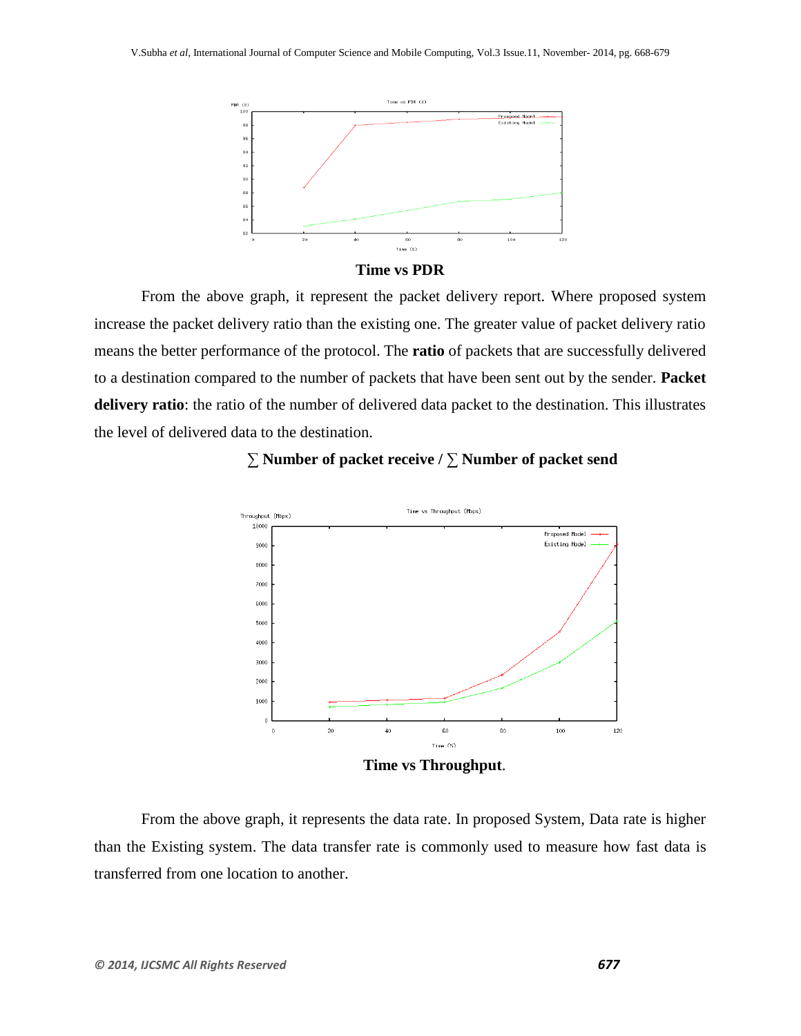**Time vs PDR**

From the above graph, it represent the packet delivery report. Where proposed system increase the packet delivery ratio than the existing one. The greater value of packet delivery ratio means the better performance of the protocol. The **ratio** of packets that are successfully delivered to a destination compared to the number of packets that have been sent out by the sender. **Packet delivery ratio**: the ratio of the number of delivered data packet to the destination. This illustrates the level of delivered data to the destination.

$$\sum \textbf{Number of packet receive} / \sum \textbf{Number of packet send}$$

**Time vs Throughput**.

From the above graph, it represents the data rate. In proposed System, Data rate is higher than the Existing system. The data transfer rate is commonly used to measure how fast data is transferred from one location to another.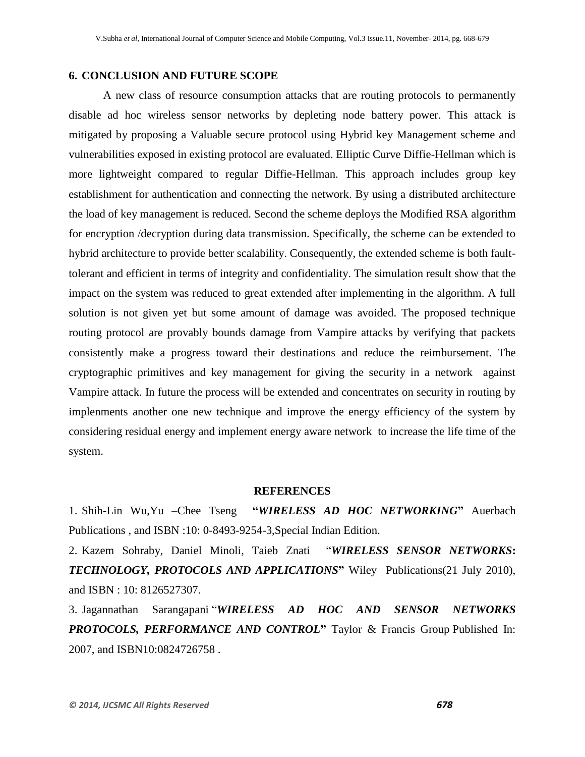## 6. CONCLUSION AND FUTURE SCOPE

A new class of resource consumption attacks that are routing protocols to permanently disable ad hoc wireless sensor networks by depleting node battery power. This attack is mitigated by proposing a Valuable secure protocol using Hybrid key Management scheme and vulnerabilities exposed in existing protocol are evaluated. Elliptic Curve Diffie-Hellman which is more lightweight compared to regular Diffie-Hellman. This approach includes group key establishment for authentication and connecting the network. By using a distributed architecture the load of key management is reduced. Second the scheme deploys the Modified RSA algorithm for encryption /decryption during data transmission. Specifically, the scheme can be extended to hybrid architecture to provide better scalability. Consequently, the extended scheme is both fault-tolerant and efficient in terms of integrity and confidentiality. The simulation result show that the impact on the system was reduced to great extended after implementing in the algorithm. A full solution is not given yet but some amount of damage was avoided. The proposed technique routing protocol are provably bounds damage from Vampire attacks by verifying that packets consistently make a progress toward their destinations and reduce the reimbursement. The cryptographic primitives and key management for giving the security in a network against Vampire attack. In future the process will be extended and concentrates on security in routing by implenments another one new technique and improve the energy efficiency of the system by considering residual energy and implement energy aware network to increase the life time of the system.

## REFERENCES

1. Shih-Lin Wu,Yu –Chee Tseng **"*WIRELESS AD HOC NETWORKING*"** Auerbach Publications , and ISBN :10: 0-8493-9254-3,Special Indian Edition.

2. Kazem Sohraby, Daniel Minoli, Taieb Znati "***WIRELESS SENSOR NETWORKS: TECHNOLOGY, PROTOCOLS AND APPLICATIONS*"** Wiley Publications(21 July 2010), and ISBN : 10: 8126527307.

3. Jagannathan Sarangapani "***WIRELESS AD HOC AND SENSOR NETWORKS PROTOCOLS, PERFORMANCE AND CONTROL*"** Taylor & Francis Group Published In: 2007, and ISBN10:0824726758 .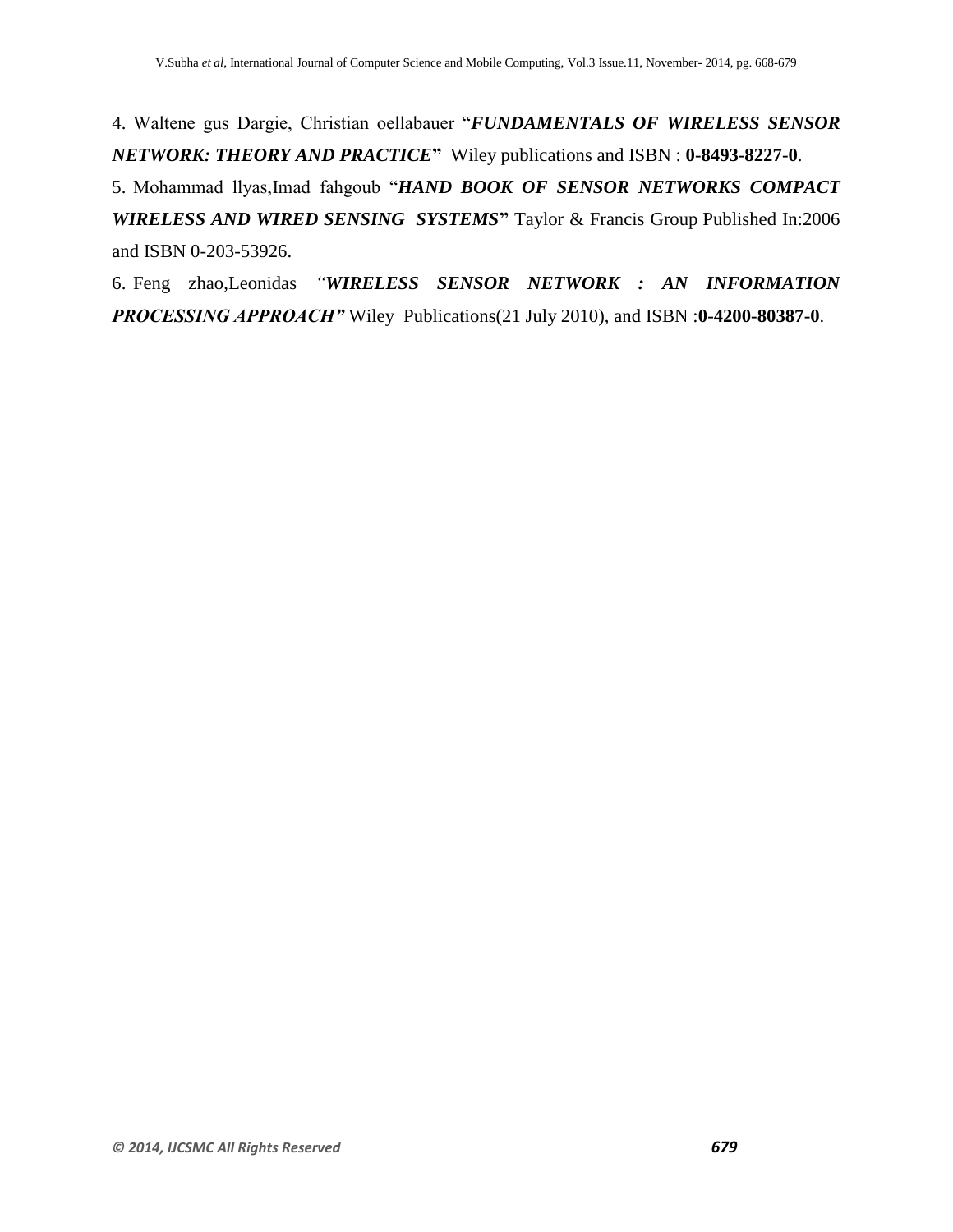4. Waltene gus Dargie, Christian oellabauer “***FUNDAMENTALS OF WIRELESS SENSOR NETWORK: THEORY AND PRACTICE*”** Wiley publications and ISBN : **0-8493-8227-0**.

5. Mohammad llyas,Imad fahgoub “***HAND BOOK OF SENSOR NETWORKS COMPACT WIRELESS AND WIRED SENSING SYSTEMS*”** Taylor & Francis Group Published In:2006 and ISBN 0-203-53926.

6. Feng zhao,Leonidas *“**WIRELESS SENSOR NETWORK : AN INFORMATION PROCESSING APPROACH”*** Wiley Publications(21 July 2010), and ISBN :**0-4200-80387-0**.